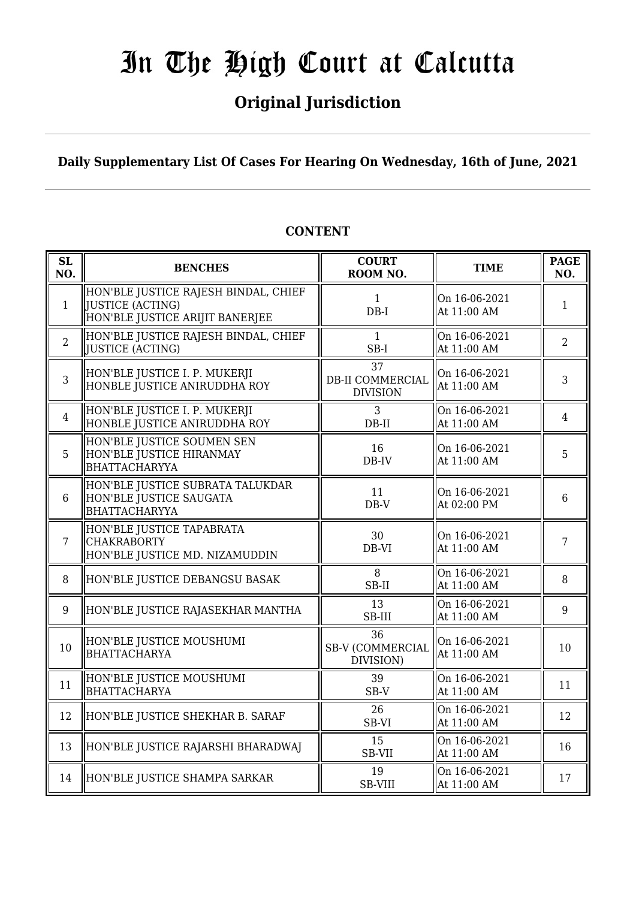# In The High Court at Calcutta

## Original Jurisdiction

**Daily Supplementary List Of Cases For Hearing On Wednesday, 16th of June, 2021**

### CONTENT

| SL NO. | BENCHES | COURT ROOM NO. | TIME | PAGE NO. |
|---|---|---|---|---|
| 1 | HON'BLE JUSTICE RAJESH BINDAL, CHIEF JUSTICE (ACTING)<br>HON'BLE JUSTICE ARIJIT BANERJEE | 1<br>DB-I | On 16-06-2021<br>At 11:00 AM | 1 |
| 2 | HON'BLE JUSTICE RAJESH BINDAL, CHIEF JUSTICE (ACTING) | 1<br>SB-I | On 16-06-2021<br>At 11:00 AM | 2 |
| 3 | HON'BLE JUSTICE I. P. MUKERJI<br>HONBLE JUSTICE ANIRUDDHA ROY | 37<br>DB-II COMMERCIAL DIVISION | On 16-06-2021<br>At 11:00 AM | 3 |
| 4 | HON'BLE JUSTICE I. P. MUKERJI<br>HONBLE JUSTICE ANIRUDDHA ROY | 3<br>DB-II | On 16-06-2021<br>At 11:00 AM | 4 |
| 5 | HON'BLE JUSTICE SOUMEN SEN<br>HON'BLE JUSTICE HIRANMAY BHATTACHARYYA | 16<br>DB-IV | On 16-06-2021<br>At 11:00 AM | 5 |
| 6 | HON'BLE JUSTICE SUBRATA TALUKDAR<br>HON'BLE JUSTICE SAUGATA BHATTACHARYYA | 11<br>DB-V | On 16-06-2021<br>At 02:00 PM | 6 |
| 7 | HON'BLE JUSTICE TAPABRATA CHAKRABORTY<br>HON'BLE JUSTICE MD. NIZAMUDDIN | 30<br>DB-VI | On 16-06-2021<br>At 11:00 AM | 7 |
| 8 | HON'BLE JUSTICE DEBANGSU BASAK | 8<br>SB-II | On 16-06-2021<br>At 11:00 AM | 8 |
| 9 | HON'BLE JUSTICE RAJASEKHAR MANTHA | 13<br>SB-III | On 16-06-2021<br>At 11:00 AM | 9 |
| 10 | HON'BLE JUSTICE MOUSHUMI BHATTACHARYA | 36<br>SB-V (COMMERCIAL DIVISION) | On 16-06-2021<br>At 11:00 AM | 10 |
| 11 | HON'BLE JUSTICE MOUSHUMI BHATTACHARYA | 39<br>SB-V | On 16-06-2021<br>At 11:00 AM | 11 |
| 12 | HON'BLE JUSTICE SHEKHAR B. SARAF | 26<br>SB-VI | On 16-06-2021<br>At 11:00 AM | 12 |
| 13 | HON'BLE JUSTICE RAJARSHI BHARADWAJ | 15<br>SB-VII | On 16-06-2021<br>At 11:00 AM | 16 |
| 14 | HON'BLE JUSTICE SHAMPA SARKAR | 19<br>SB-VIII | On 16-06-2021<br>At 11:00 AM | 17 |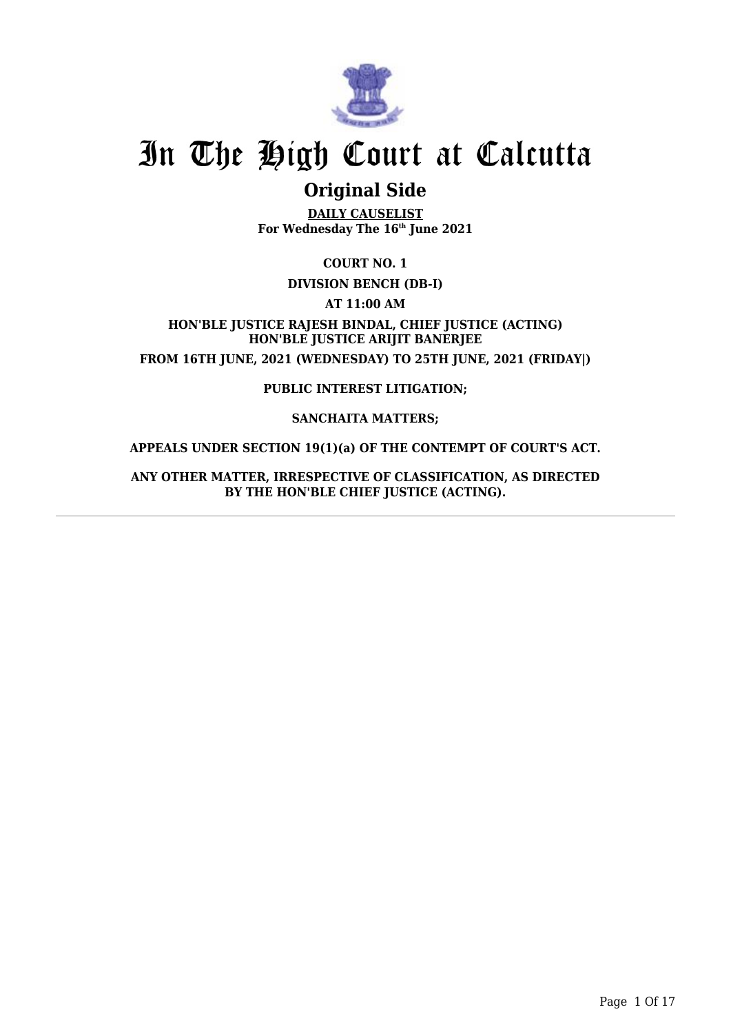# In The High Court at Calcutta

## Original Side

**DAILY CAUSELIST**
**For Wednesday The 16th June 2021**

**COURT NO. 1**

**DIVISION BENCH (DB-I)**

**AT 11:00 AM**

**HON'BLE JUSTICE RAJESH BINDAL, CHIEF JUSTICE (ACTING)**
**HON'BLE JUSTICE ARIJIT BANERJEE**

**FROM 16TH JUNE, 2021 (WEDNESDAY) TO 25TH JUNE, 2021 (FRIDAY|)**

**PUBLIC INTEREST LITIGATION;**

**SANCHAITA MATTERS;**

**APPEALS UNDER SECTION 19(1)(a) OF THE CONTEMPT OF COURT'S ACT.**

**ANY OTHER MATTER, IRRESPECTIVE OF CLASSIFICATION, AS DIRECTED BY THE HON'BLE CHIEF JUSTICE (ACTING).**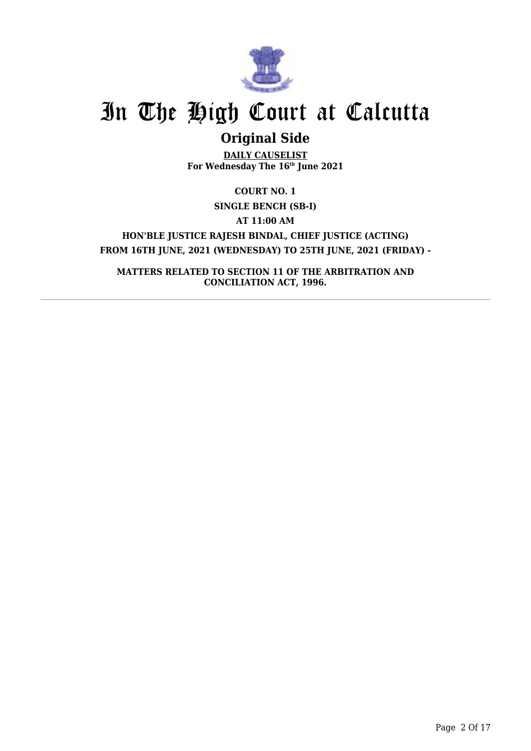# In The High Court at Calcutta

## Original Side

**DAILY CAUSELIST**
**For Wednesday The 16th June 2021**

**COURT NO. 1**

**SINGLE BENCH (SB-I)**

**AT 11:00 AM**

**HON'BLE JUSTICE RAJESH BINDAL, CHIEF JUSTICE (ACTING)**
**FROM 16TH JUNE, 2021 (WEDNESDAY) TO 25TH JUNE, 2021 (FRIDAY) -**

**MATTERS RELATED TO SECTION 11 OF THE ARBITRATION AND CONCILIATION ACT, 1996.**

---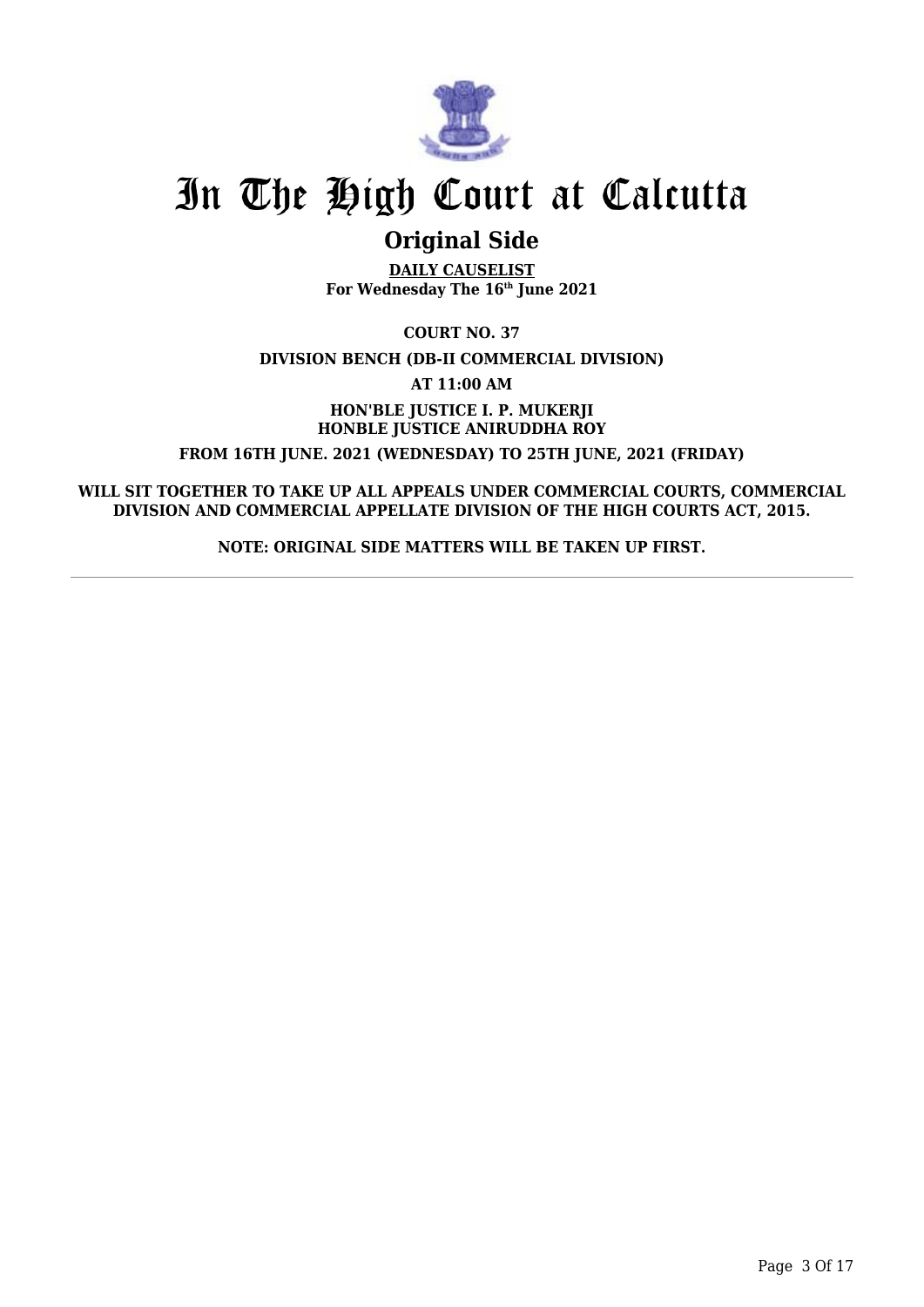# In The High Court at Calcutta

## Original Side

**DAILY CAUSELIST**
**For Wednesday The 16th June 2021**

**COURT NO. 37**

**DIVISION BENCH (DB-II COMMERCIAL DIVISION)**

**AT 11:00 AM**

**HON'BLE JUSTICE I. P. MUKERJI**
**HONBLE JUSTICE ANIRUDDHA ROY**

**FROM 16TH JUNE. 2021 (WEDNESDAY) TO 25TH JUNE, 2021 (FRIDAY)**

**WILL SIT TOGETHER TO TAKE UP ALL APPEALS UNDER COMMERCIAL COURTS, COMMERCIAL DIVISION AND COMMERCIAL APPELLATE DIVISION OF THE HIGH COURTS ACT, 2015.**

**NOTE: ORIGINAL SIDE MATTERS WILL BE TAKEN UP FIRST.**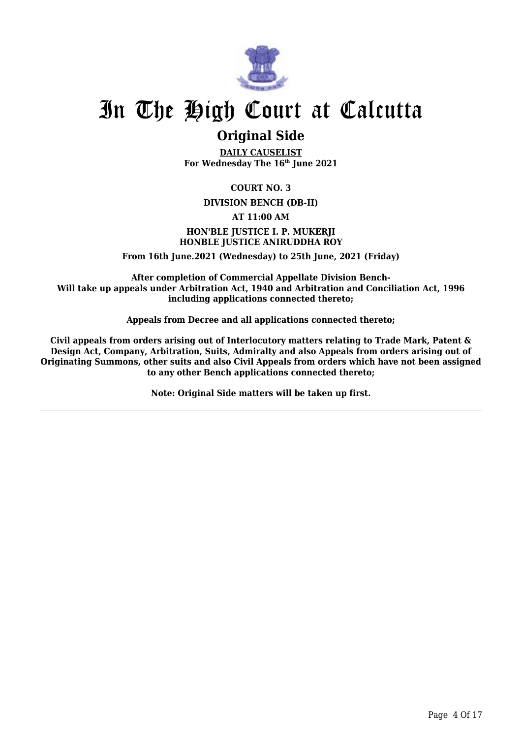# In The High Court at Calcutta

## Original Side

**DAILY CAUSELIST**
**For Wednesday The 16th June 2021**

**COURT NO. 3**

**DIVISION BENCH (DB-II)**

**AT 11:00 AM**

**HON'BLE JUSTICE I. P. MUKERJI**
**HONBLE JUSTICE ANIRUDDHA ROY**

**From 16th June.2021 (Wednesday) to 25th June, 2021 (Friday)**

**After completion of Commercial Appellate Division Bench-**
**Will take up appeals under Arbitration Act, 1940 and Arbitration and Conciliation Act, 1996 including applications connected thereto;**

**Appeals from Decree and all applications connected thereto;**

**Civil appeals from orders arising out of Interlocutory matters relating to Trade Mark, Patent & Design Act, Company, Arbitration, Suits, Admiralty and also Appeals from orders arising out of Originating Summons, other suits and also Civil Appeals from orders which have not been assigned to any other Bench applications connected thereto;**

**Note: Original Side matters will be taken up first.**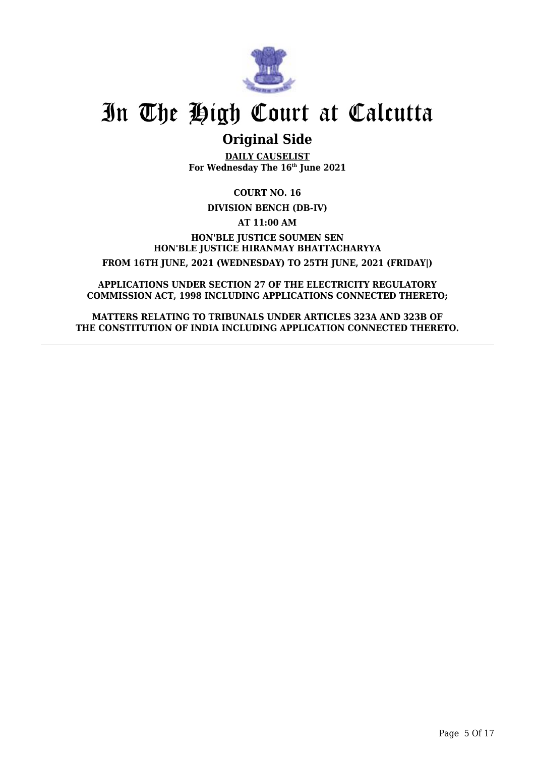# In The High Court at Calcutta

## Original Side

**DAILY CAUSELIST**
**For Wednesday The 16th June 2021**

**COURT NO. 16**

**DIVISION BENCH (DB-IV)**

**AT 11:00 AM**

**HON'BLE JUSTICE SOUMEN SEN**
**HON'BLE JUSTICE HIRANMAY BHATTACHARYYA**

**FROM 16TH JUNE, 2021 (WEDNESDAY) TO 25TH JUNE, 2021 (FRIDAY|)**

**APPLICATIONS UNDER SECTION 27 OF THE ELECTRICITY REGULATORY COMMISSION ACT, 1998 INCLUDING APPLICATIONS CONNECTED THERETO;**

**MATTERS RELATING TO TRIBUNALS UNDER ARTICLES 323A AND 323B OF THE CONSTITUTION OF INDIA INCLUDING APPLICATION CONNECTED THERETO.**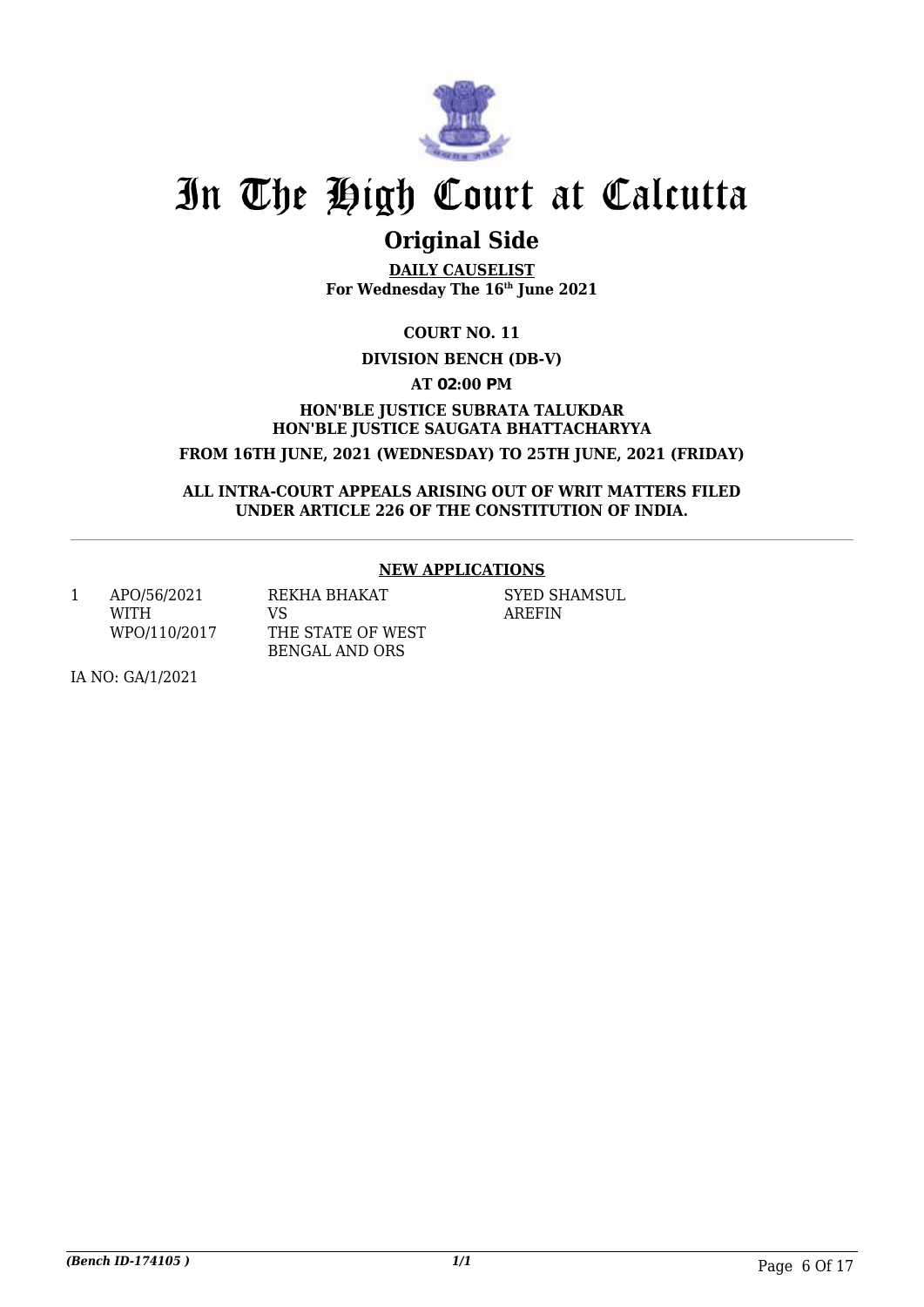# In The High Court at Calcutta

## Original Side

**DAILY CAUSELIST**
**For Wednesday The 16th June 2021**

**COURT NO. 11**

**DIVISION BENCH (DB-V)**

**AT 02:00 PM**

**HON'BLE JUSTICE SUBRATA TALUKDAR**
**HON'BLE JUSTICE SAUGATA BHATTACHARYYA**

**FROM 16TH JUNE, 2021 (WEDNESDAY) TO 25TH JUNE, 2021 (FRIDAY)**

**ALL INTRA-COURT APPEALS ARISING OUT OF WRIT MATTERS FILED UNDER ARTICLE 226 OF THE CONSTITUTION OF INDIA.**

### NEW APPLICATIONS

| | | | |
|---|---|---|---|
| 1 | APO/56/2021 WITH WPO/110/2017 | REKHA BHAKAT VS THE STATE OF WEST BENGAL AND ORS | SYED SHAMSUL AREFIN |

IA NO: GA/1/2021

*(Bench ID-174105 )*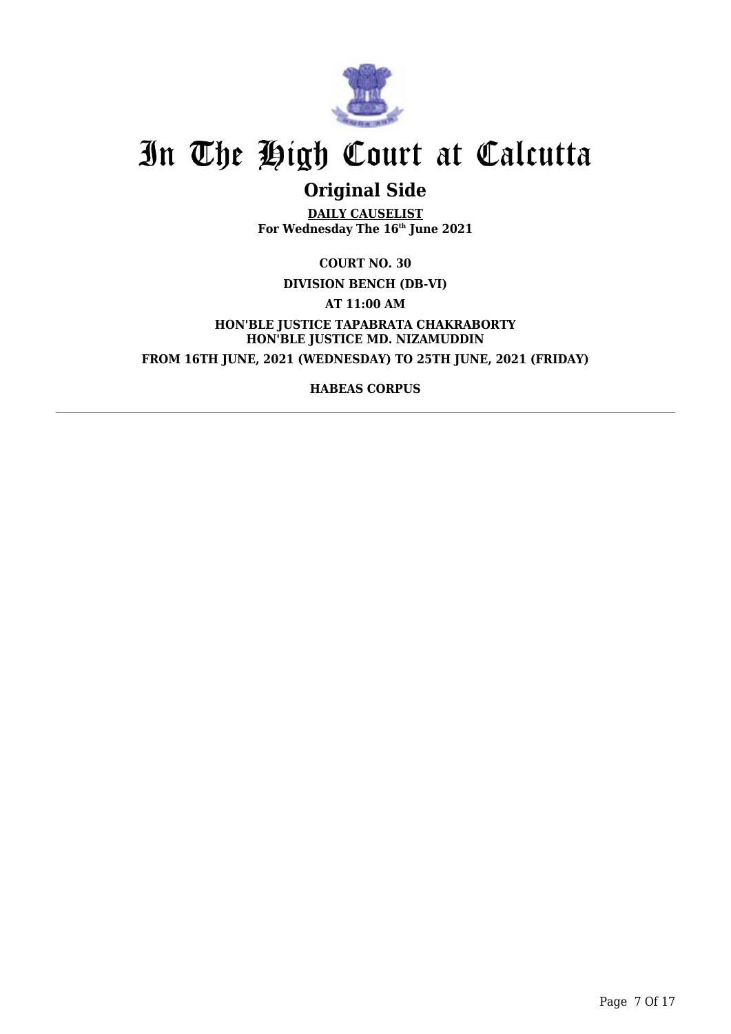# In The High Court at Calcutta

## Original Side

**DAILY CAUSELIST**
**For Wednesday The 16th June 2021**

**COURT NO. 30**

**DIVISION BENCH (DB-VI)**

**AT 11:00 AM**

**HON'BLE JUSTICE TAPABRATA CHAKRABORTY**
**HON'BLE JUSTICE MD. NIZAMUDDIN**

**FROM 16TH JUNE, 2021 (WEDNESDAY) TO 25TH JUNE, 2021 (FRIDAY)**

**HABEAS CORPUS**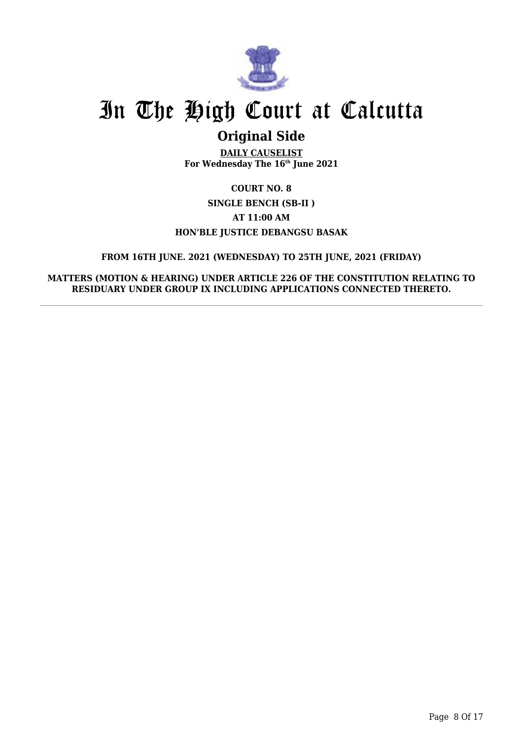# In The High Court at Calcutta

## Original Side

**DAILY CAUSELIST**
**For Wednesday The 16th June 2021**

**COURT NO. 8**

**SINGLE BENCH (SB-II )**

**AT 11:00 AM**

**HON'BLE JUSTICE DEBANGSU BASAK**

**FROM 16TH JUNE. 2021 (WEDNESDAY) TO 25TH JUNE, 2021 (FRIDAY)**

**MATTERS (MOTION & HEARING) UNDER ARTICLE 226 OF THE CONSTITUTION RELATING TO RESIDUARY UNDER GROUP IX INCLUDING APPLICATIONS CONNECTED THERETO.**

---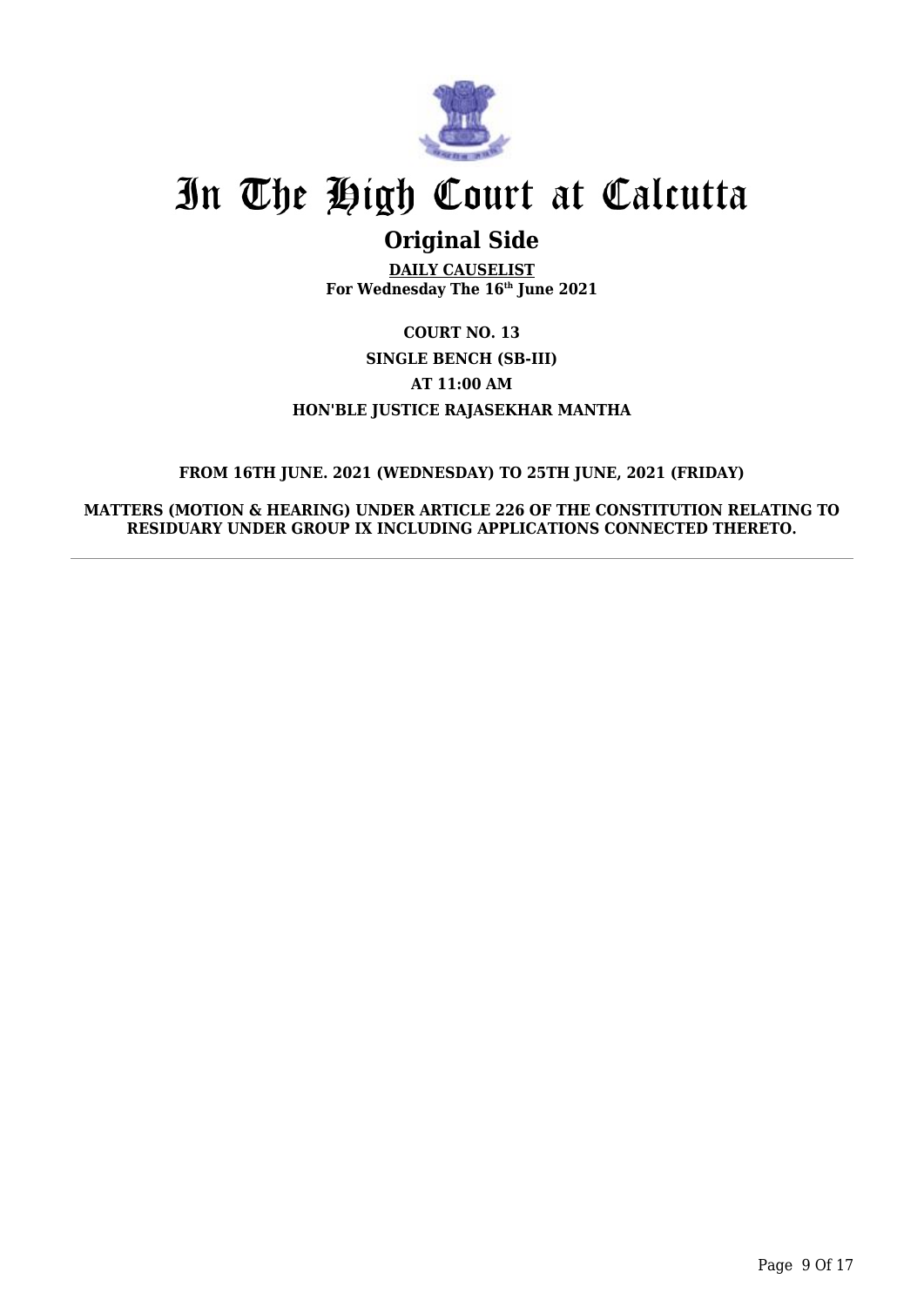# In The High Court at Calcutta

## Original Side

**DAILY CAUSELIST**
**For Wednesday The 16th June 2021**

**COURT NO. 13**
**SINGLE BENCH (SB-III)**
**AT 11:00 AM**
**HON'BLE JUSTICE RAJASEKHAR MANTHA**

**FROM 16TH JUNE. 2021 (WEDNESDAY) TO 25TH JUNE, 2021 (FRIDAY)**

**MATTERS (MOTION & HEARING) UNDER ARTICLE 226 OF THE CONSTITUTION RELATING TO RESIDUARY UNDER GROUP IX INCLUDING APPLICATIONS CONNECTED THERETO.**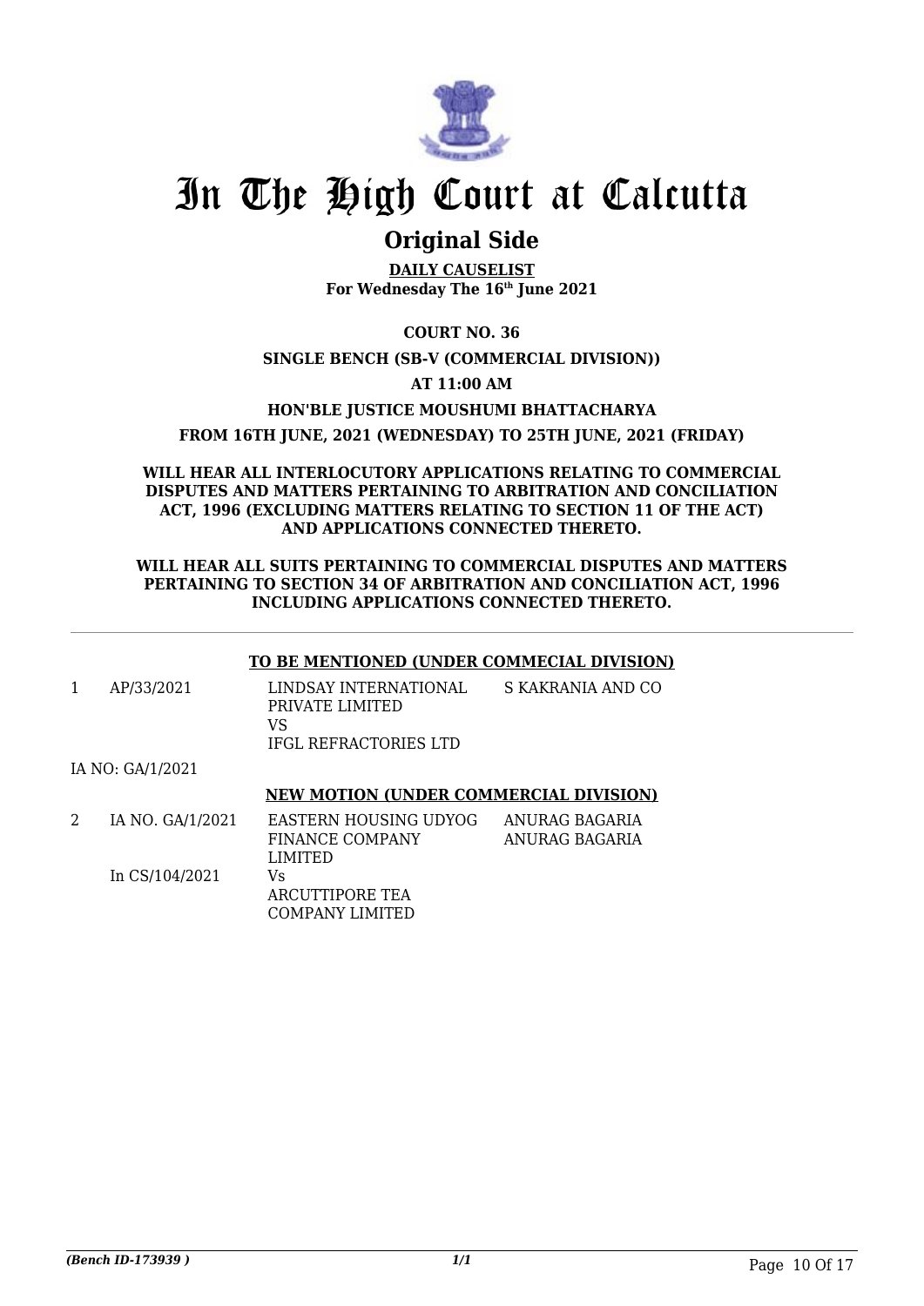# In The High Court at Calcutta

## Original Side

**DAILY CAUSELIST**
**For Wednesday The 16th June 2021**

**COURT NO. 36**

**SINGLE BENCH (SB-V (COMMERCIAL DIVISION))**

**AT 11:00 AM**

**HON'BLE JUSTICE MOUSHUMI BHATTACHARYA**

**FROM 16TH JUNE, 2021 (WEDNESDAY) TO 25TH JUNE, 2021 (FRIDAY)**

**WILL HEAR ALL INTERLOCUTORY APPLICATIONS RELATING TO COMMERCIAL DISPUTES AND MATTERS PERTAINING TO ARBITRATION AND CONCILIATION ACT, 1996 (EXCLUDING MATTERS RELATING TO SECTION 11 OF THE ACT) AND APPLICATIONS CONNECTED THERETO.**

**WILL HEAR ALL SUITS PERTAINING TO COMMERCIAL DISPUTES AND MATTERS PERTAINING TO SECTION 34 OF ARBITRATION AND CONCILIATION ACT, 1996 INCLUDING APPLICATIONS CONNECTED THERETO.**

**TO BE MENTIONED (UNDER COMMECIAL DIVISION)**

| | | | |
|---|---|---|---|
| 1 | AP/33/2021 | LINDSAY INTERNATIONAL PRIVATE LIMITED VS IFGL REFRACTORIES LTD | S KAKRANIA AND CO |
| | IA NO: GA/1/2021 | | |

**NEW MOTION (UNDER COMMERCIAL DIVISION)**

| | | | |
|---|---|---|---|
| 2 | IA NO. GA/1/2021 In CS/104/2021 | EASTERN HOUSING UDYOG FINANCE COMPANY LIMITED Vs ARCUTTIPORE TEA COMPANY LIMITED | ANURAG BAGARIA ANURAG BAGARIA |

*(Bench ID-173939 )*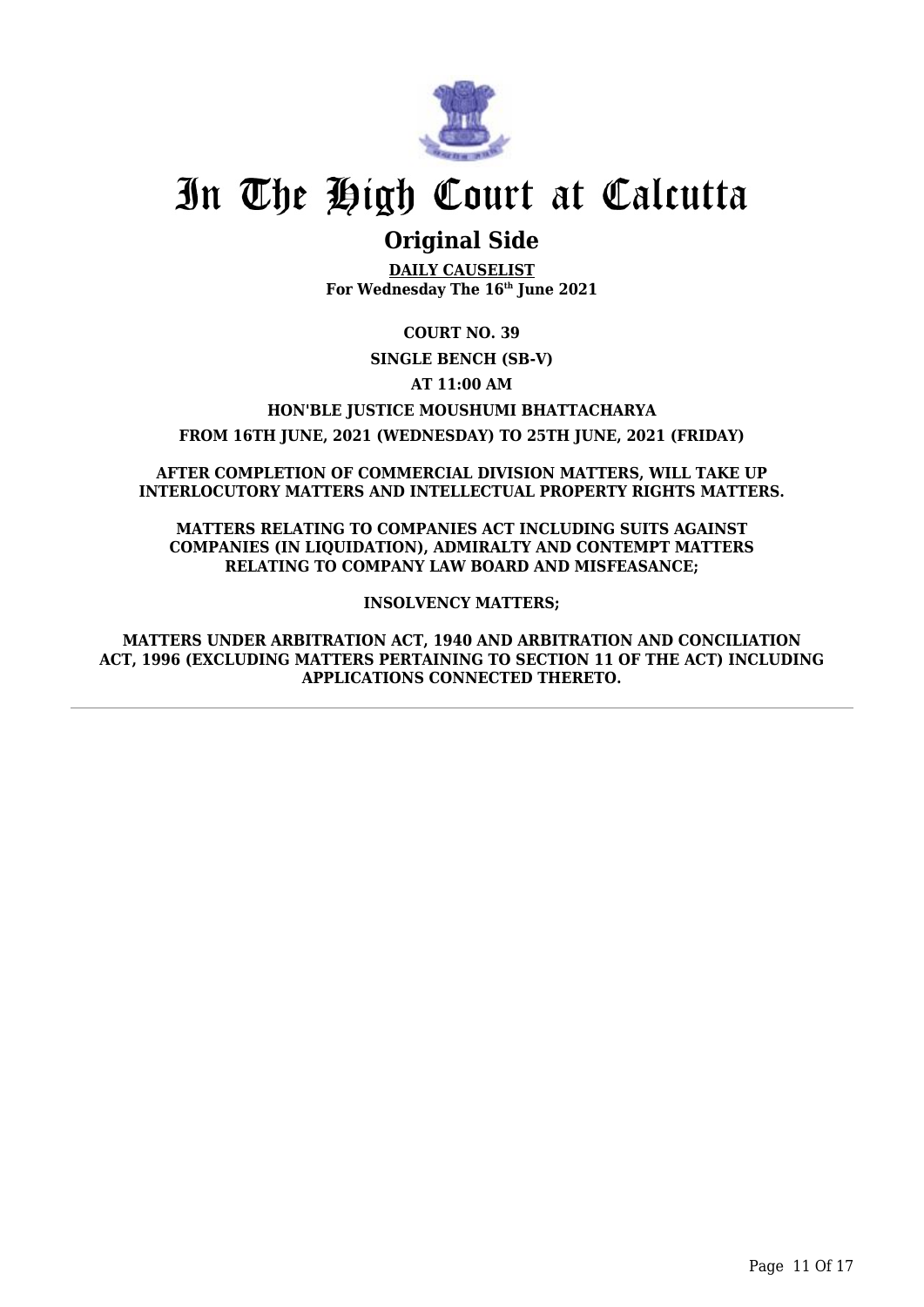# In The High Court at Calcutta

## Original Side

**DAILY CAUSELIST**
**For Wednesday The 16th June 2021**

**COURT NO. 39**

**SINGLE BENCH (SB-V)**

**AT 11:00 AM**

**HON'BLE JUSTICE MOUSHUMI BHATTACHARYA**

**FROM 16TH JUNE, 2021 (WEDNESDAY) TO 25TH JUNE, 2021 (FRIDAY)**

**AFTER COMPLETION OF COMMERCIAL DIVISION MATTERS, WILL TAKE UP INTERLOCUTORY MATTERS AND INTELLECTUAL PROPERTY RIGHTS MATTERS.**

**MATTERS RELATING TO COMPANIES ACT INCLUDING SUITS AGAINST COMPANIES (IN LIQUIDATION), ADMIRALTY AND CONTEMPT MATTERS RELATING TO COMPANY LAW BOARD AND MISFEASANCE;**

**INSOLVENCY MATTERS;**

**MATTERS UNDER ARBITRATION ACT, 1940 AND ARBITRATION AND CONCILIATION ACT, 1996 (EXCLUDING MATTERS PERTAINING TO SECTION 11 OF THE ACT) INCLUDING APPLICATIONS CONNECTED THERETO.**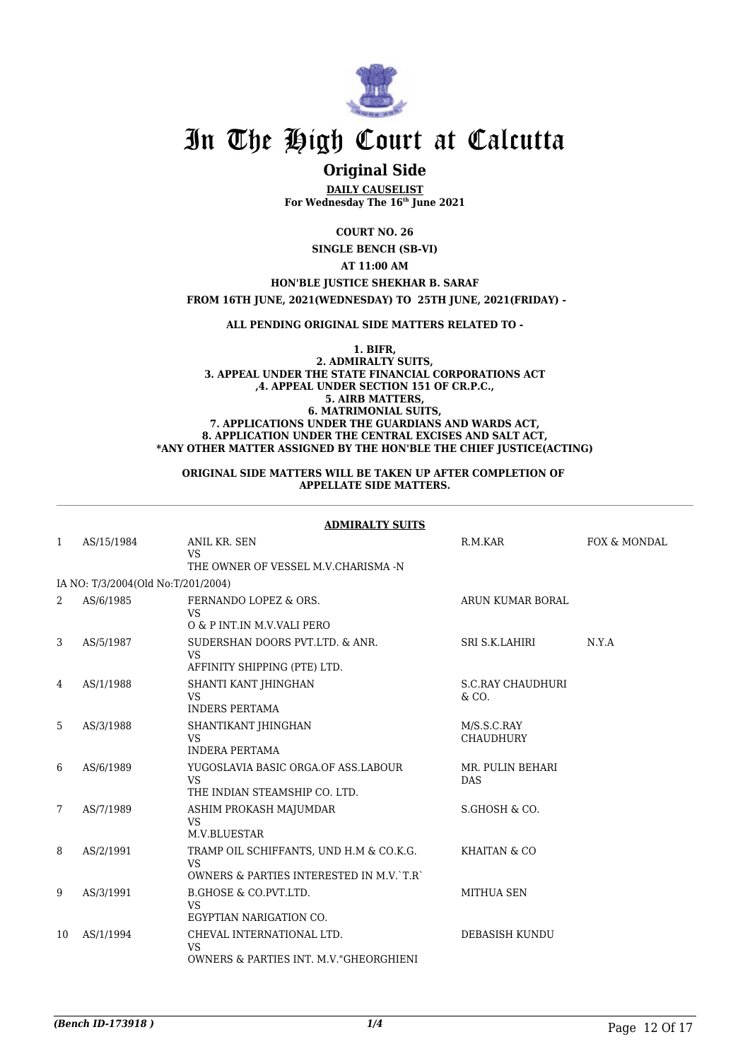# In The High Court at Calcutta

## Original Side

**DAILY CAUSELIST**
**For Wednesday The 16th June 2021**

**COURT NO. 26**

**SINGLE BENCH (SB-VI)**

**AT 11:00 AM**

**HON'BLE JUSTICE SHEKHAR B. SARAF**

**FROM 16TH JUNE, 2021(WEDNESDAY) TO 25TH JUNE, 2021(FRIDAY) -**

**ALL PENDING ORIGINAL SIDE MATTERS RELATED TO -**

**1. BIFR,**
**2. ADMIRALTY SUITS,**
**3. APPEAL UNDER THE STATE FINANCIAL CORPORATIONS ACT**
**,4. APPEAL UNDER SECTION 151 OF CR.P.C.,**
**5. AIRB MATTERS,**
**6. MATRIMONIAL SUITS,**
**7. APPLICATIONS UNDER THE GUARDIANS AND WARDS ACT,**
**8. APPLICATION UNDER THE CENTRAL EXCISES AND SALT ACT,**
**\*ANY OTHER MATTER ASSIGNED BY THE HON'BLE THE CHIEF JUSTICE(ACTING)**

**ORIGINAL SIDE MATTERS WILL BE TAKEN UP AFTER COMPLETION OF APPELLATE SIDE MATTERS.**

**ADMIRALTY SUITS**

| | | | | |
|---|---|---|---|---|
| 1 | AS/15/1984 | ANIL KR. SEN<br>VS<br>THE OWNER OF VESSEL M.V.CHARISMA -N | R.M.KAR | FOX & MONDAL |
| | IA NO: T/3/2004(Old No:T/201/2004) | | | |
| 2 | AS/6/1985 | FERNANDO LOPEZ & ORS.<br>VS<br>O & P INT.IN M.V.VALI PERO | ARUN KUMAR BORAL | |
| 3 | AS/5/1987 | SUDERSHAN DOORS PVT.LTD. & ANR.<br>VS<br>AFFINITY SHIPPING (PTE) LTD. | SRI S.K.LAHIRI | N.Y.A |
| 4 | AS/1/1988 | SHANTI KANT JHINGHAN<br>VS<br>INDERS PERTAMA | S.C.RAY CHAUDHURI & CO. | |
| 5 | AS/3/1988 | SHANTIKANT JHINGHAN<br>VS<br>INDERA PERTAMA | M/S.S.C.RAY CHAUDHURY | |
| 6 | AS/6/1989 | YUGOSLAVIA BASIC ORGA.OF ASS.LABOUR<br>VS<br>THE INDIAN STEAMSHIP CO. LTD. | MR. PULIN BEHARI DAS | |
| 7 | AS/7/1989 | ASHIM PROKASH MAJUMDAR<br>VS<br>M.V.BLUESTAR | S.GHOSH & CO. | |
| 8 | AS/2/1991 | TRAMP OIL SCHIFFANTS, UND H.M & CO.K.G.<br>VS<br>OWNERS & PARTIES INTERESTED IN M.V.`T.R` | KHAITAN & CO | |
| 9 | AS/3/1991 | B.GHOSE & CO.PVT.LTD.<br>VS<br>EGYPTIAN NARIGATION CO. | MITHUA SEN | |
| 10 | AS/1/1994 | CHEVAL INTERNATIONAL LTD.<br>VS<br>OWNERS & PARTIES INT. M.V."GHEORGHIENI | DEBASISH KUNDU | |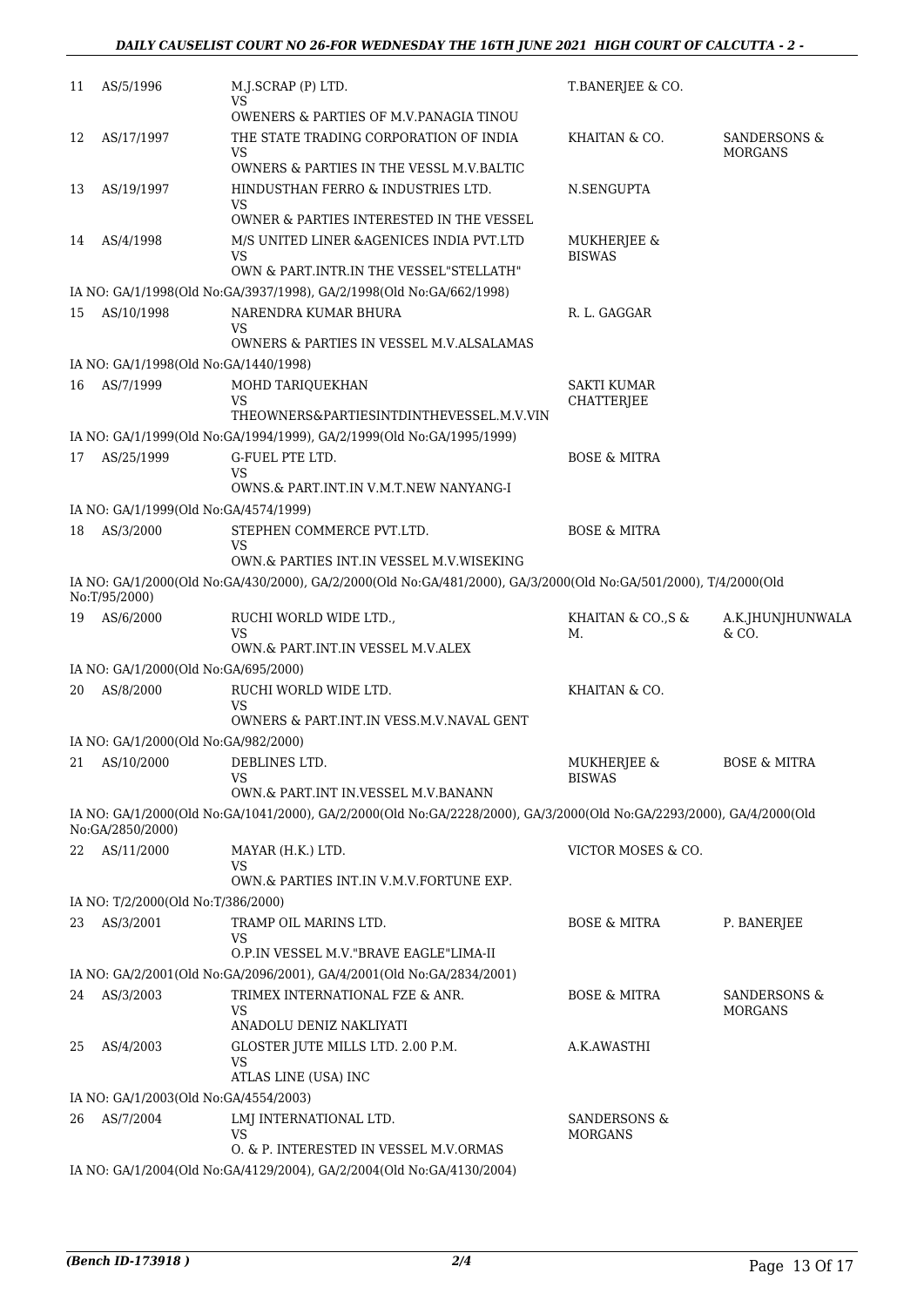| | | | | |
|---|---|---|---|---|
| 11 | AS/5/1996 | M.J.SCRAP (P) LTD.<br>VS<br>OWENERS & PARTIES OF M.V.PANAGIA TINOU | T.BANERJEE & CO. | |
| 12 | AS/17/1997 | THE STATE TRADING CORPORATION OF INDIA<br>VS<br>OWNERS & PARTIES IN THE VESSL M.V.BALTIC | KHAITAN & CO. | SANDERSONS & MORGANS |
| 13 | AS/19/1997 | HINDUSTHAN FERRO & INDUSTRIES LTD.<br>VS<br>OWNER & PARTIES INTERESTED IN THE VESSEL | N.SENGUPTA | |
| 14 | AS/4/1998 | M/S UNITED LINER &AGENICES INDIA PVT.LTD<br>VS<br>OWN & PART.INTR.IN THE VESSEL"STELLATH" | MUKHERJEE & BISWAS | |
| | IA NO: GA/1/1998(Old No:GA/3937/1998), GA/2/1998(Old No:GA/662/1998) | | | |
| 15 | AS/10/1998 | NARENDRA KUMAR BHURA<br>VS<br>OWNERS & PARTIES IN VESSEL M.V.ALSALAMAS | R. L. GAGGAR | |
| | IA NO: GA/1/1998(Old No:GA/1440/1998) | | | |
| 16 | AS/7/1999 | MOHD TARIQUEKHAN<br>VS<br>THEOWNERS&PARTIESINTDINTHEVESSEL.M.V.VIN | SAKTI KUMAR CHATTERJEE | |
| | IA NO: GA/1/1999(Old No:GA/1994/1999), GA/2/1999(Old No:GA/1995/1999) | | | |
| 17 | AS/25/1999 | G-FUEL PTE LTD.<br>VS<br>OWNS.& PART.INT.IN V.M.T.NEW NANYANG-I | BOSE & MITRA | |
| | IA NO: GA/1/1999(Old No:GA/4574/1999) | | | |
| 18 | AS/3/2000 | STEPHEN COMMERCE PVT.LTD.<br>VS<br>OWN.& PARTIES INT.IN VESSEL M.V.WISEKING | BOSE & MITRA | |
| | IA NO: GA/1/2000(Old No:GA/430/2000), GA/2/2000(Old No:GA/481/2000), GA/3/2000(Old No:GA/501/2000), T/4/2000(Old No:T/95/2000) | | | |
| 19 | AS/6/2000 | RUCHI WORLD WIDE LTD.,<br>VS<br>OWN.& PART.INT.IN VESSEL M.V.ALEX | KHAITAN & CO.,S & M. | A.K.JHUNJHUNWALA & CO. |
| | IA NO: GA/1/2000(Old No:GA/695/2000) | | | |
| 20 | AS/8/2000 | RUCHI WORLD WIDE LTD.<br>VS<br>OWNERS & PART.INT.IN VESS.M.V.NAVAL GENT | KHAITAN & CO. | |
| | IA NO: GA/1/2000(Old No:GA/982/2000) | | | |
| 21 | AS/10/2000 | DEBLINES LTD.<br>VS<br>OWN.& PART.INT IN.VESSEL M.V.BANANN | MUKHERJEE & BISWAS | BOSE & MITRA |
| | IA NO: GA/1/2000(Old No:GA/1041/2000), GA/2/2000(Old No:GA/2228/2000), GA/3/2000(Old No:GA/2293/2000), GA/4/2000(Old No:GA/2850/2000) | | | |
| 22 | AS/11/2000 | MAYAR (H.K.) LTD.<br>VS<br>OWN.& PARTIES INT.IN V.M.V.FORTUNE EXP. | VICTOR MOSES & CO. | |
| | IA NO: T/2/2000(Old No:T/386/2000) | | | |
| 23 | AS/3/2001 | TRAMP OIL MARINS LTD.<br>VS<br>O.P.IN VESSEL M.V."BRAVE EAGLE"LIMA-II | BOSE & MITRA | P. BANERJEE |
| | IA NO: GA/2/2001(Old No:GA/2096/2001), GA/4/2001(Old No:GA/2834/2001) | | | |
| 24 | AS/3/2003 | TRIMEX INTERNATIONAL FZE & ANR.<br>VS<br>ANADOLU DENIZ NAKLIYATI | BOSE & MITRA | SANDERSONS & MORGANS |
| 25 | AS/4/2003 | GLOSTER JUTE MILLS LTD. 2.00 P.M.<br>VS<br>ATLAS LINE (USA) INC | A.K.AWASTHI | |
| | IA NO: GA/1/2003(Old No:GA/4554/2003) | | | |
| 26 | AS/7/2004 | LMJ INTERNATIONAL LTD.<br>VS<br>O. & P. INTERESTED IN VESSEL M.V.ORMAS | SANDERSONS & MORGANS | |
| | IA NO: GA/1/2004(Old No:GA/4129/2004), GA/2/2004(Old No:GA/4130/2004) | | | |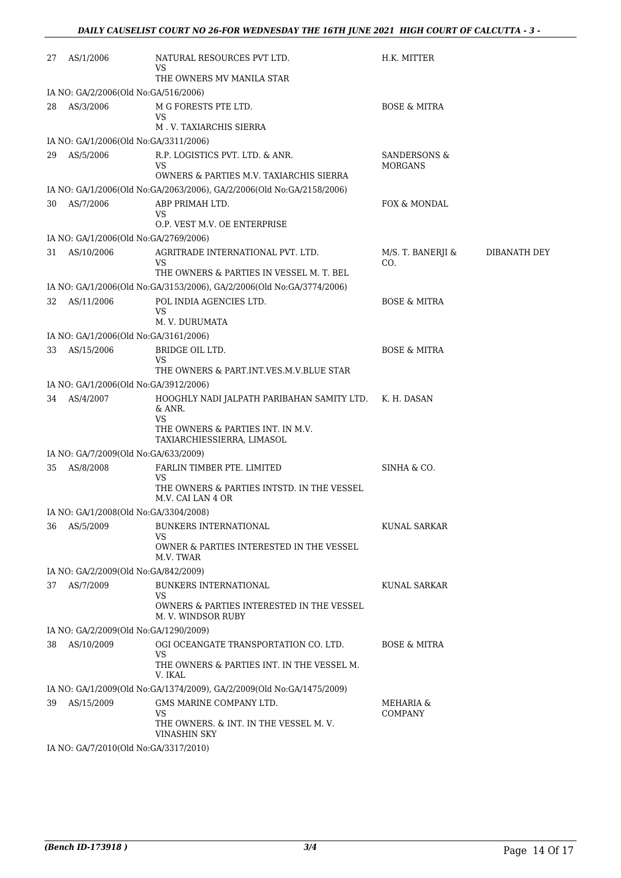| | | | | |
|---|---|---|---|---|
| 27 | AS/1/2006 | NATURAL RESOURCES PVT LTD.<br>VS<br>THE OWNERS MV MANILA STAR | H.K. MITTER | |
| IA NO: GA/2/2006(Old No:GA/516/2006) | | | | |
| 28 | AS/3/2006 | M G FORESTS PTE LTD.<br>VS<br>M . V. TAXIARCHIS SIERRA | BOSE & MITRA | |
| IA NO: GA/1/2006(Old No:GA/3311/2006) | | | | |
| 29 | AS/5/2006 | R.P. LOGISTICS PVT. LTD. & ANR.<br>VS<br>OWNERS & PARTIES M.V. TAXIARCHIS SIERRA | SANDERSONS & MORGANS | |
| IA NO: GA/1/2006(Old No:GA/2063/2006), GA/2/2006(Old No:GA/2158/2006) | | | | |
| 30 | AS/7/2006 | ABP PRIMAH LTD.<br>VS<br>O.P. VEST M.V. OE ENTERPRISE | FOX & MONDAL | |
| IA NO: GA/1/2006(Old No:GA/2769/2006) | | | | |
| 31 | AS/10/2006 | AGRITRADE INTERNATIONAL PVT. LTD.<br>VS<br>THE OWNERS & PARTIES IN VESSEL M. T. BEL | M/S. T. BANERJI & CO. | DIBANATH DEY |
| IA NO: GA/1/2006(Old No:GA/3153/2006), GA/2/2006(Old No:GA/3774/2006) | | | | |
| 32 | AS/11/2006 | POL INDIA AGENCIES LTD.<br>VS<br>M. V. DURUMATA | BOSE & MITRA | |
| IA NO: GA/1/2006(Old No:GA/3161/2006) | | | | |
| 33 | AS/15/2006 | BRIDGE OIL LTD.<br>VS<br>THE OWNERS & PART.INT.VES.M.V.BLUE STAR | BOSE & MITRA | |
| IA NO: GA/1/2006(Old No:GA/3912/2006) | | | | |
| 34 | AS/4/2007 | HOOGHLY NADI JALPATH PARIBAHAN SAMITY LTD. & ANR.<br>VS<br>THE OWNERS & PARTIES INT. IN M.V. TAXIARCHIESSIERRA, LIMASOL | K. H. DASAN | |
| IA NO: GA/7/2009(Old No:GA/633/2009) | | | | |
| 35 | AS/8/2008 | FARLIN TIMBER PTE. LIMITED<br>VS<br>THE OWNERS & PARTIES INTSTD. IN THE VESSEL M.V. CAI LAN 4 OR | SINHA & CO. | |
| IA NO: GA/1/2008(Old No:GA/3304/2008) | | | | |
| 36 | AS/5/2009 | BUNKERS INTERNATIONAL<br>VS<br>OWNER & PARTIES INTERESTED IN THE VESSEL M.V. TWAR | KUNAL SARKAR | |
| IA NO: GA/2/2009(Old No:GA/842/2009) | | | | |
| 37 | AS/7/2009 | BUNKERS INTERNATIONAL<br>VS<br>OWNERS & PARTIES INTERESTED IN THE VESSEL M. V. WINDSOR RUBY | KUNAL SARKAR | |
| IA NO: GA/2/2009(Old No:GA/1290/2009) | | | | |
| 38 | AS/10/2009 | OGI OCEANGATE TRANSPORTATION CO. LTD.<br>VS<br>THE OWNERS & PARTIES INT. IN THE VESSEL M. V. IKAL | BOSE & MITRA | |
| IA NO: GA/1/2009(Old No:GA/1374/2009), GA/2/2009(Old No:GA/1475/2009) | | | | |
| 39 | AS/15/2009 | GMS MARINE COMPANY LTD.<br>VS<br>THE OWNERS. & INT. IN THE VESSEL M. V. VINASHIN SKY | MEHARIA & COMPANY | |
| IA NO: GA/7/2010(Old No:GA/3317/2010) | | | | |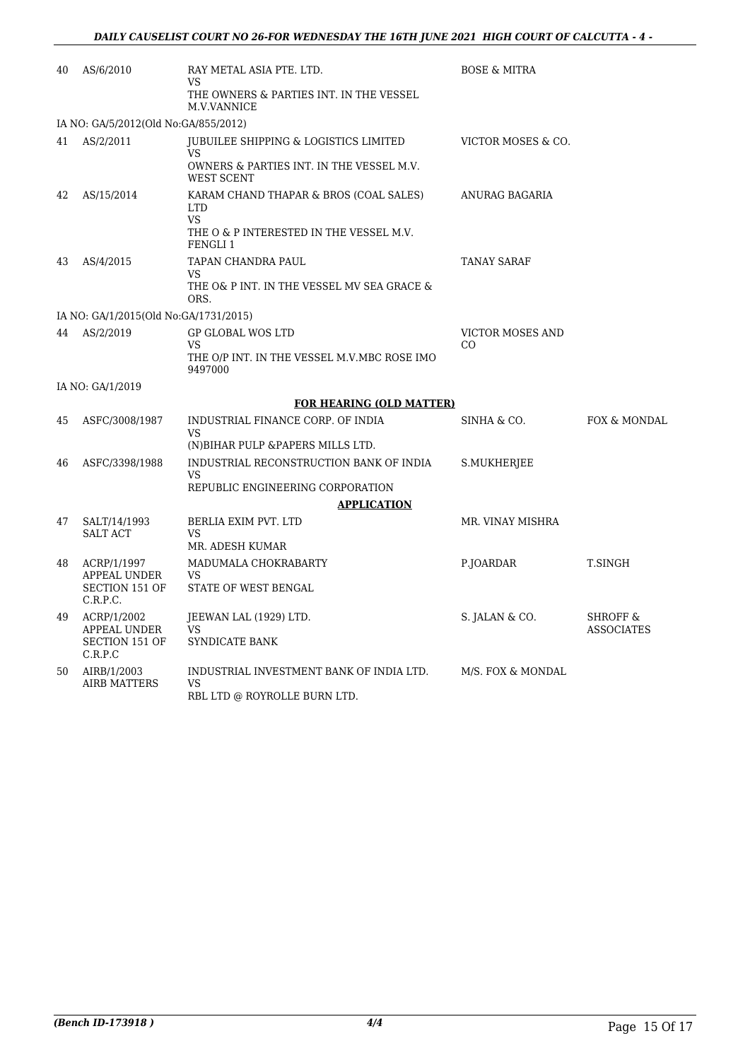| | | | | |
|---|---|---|---|---|
| 40 | AS/6/2010 | RAY METAL ASIA PTE. LTD.<br>VS<br>THE OWNERS & PARTIES INT. IN THE VESSEL M.V.VANNICE | BOSE & MITRA | |
| IA NO: GA/5/2012(Old No:GA/855/2012) | | | | |
| 41 | AS/2/2011 | JUBUILEE SHIPPING & LOGISTICS LIMITED<br>VS<br>OWNERS & PARTIES INT. IN THE VESSEL M.V. WEST SCENT | VICTOR MOSES & CO. | |
| 42 | AS/15/2014 | KARAM CHAND THAPAR & BROS (COAL SALES) LTD<br>VS<br>THE O & P INTERESTED IN THE VESSEL M.V. FENGLI 1 | ANURAG BAGARIA | |
| 43 | AS/4/2015 | TAPAN CHANDRA PAUL<br>VS<br>THE O& P INT. IN THE VESSEL MV SEA GRACE & ORS. | TANAY SARAF | |
| IA NO: GA/1/2015(Old No:GA/1731/2015) | | | | |
| 44 | AS/2/2019 | GP GLOBAL WOS LTD<br>VS<br>THE O/P INT. IN THE VESSEL M.V.MBC ROSE IMO 9497000 | VICTOR MOSES AND CO | |
| IA NO: GA/1/2019 | | | | |
| | | **FOR HEARING (OLD MATTER)** | | |
| 45 | ASFC/3008/1987 | INDUSTRIAL FINANCE CORP. OF INDIA<br>VS<br>(N)BIHAR PULP &PAPERS MILLS LTD. | SINHA & CO. | FOX & MONDAL |
| 46 | ASFC/3398/1988 | INDUSTRIAL RECONSTRUCTION BANK OF INDIA<br>VS<br>REPUBLIC ENGINEERING CORPORATION | S.MUKHERJEE | |
| | | **APPLICATION** | | |
| 47 | SALT/14/1993<br>SALT ACT | BERLIA EXIM PVT. LTD<br>VS<br>MR. ADESH KUMAR | MR. VINAY MISHRA | |
| 48 | ACRP/1/1997<br>APPEAL UNDER SECTION 151 OF C.R.P.C. | MADUMALA CHOKRABARTY<br>VS<br>STATE OF WEST BENGAL | P.JOARDAR | T.SINGH |
| 49 | ACRP/1/2002<br>APPEAL UNDER SECTION 151 OF C.R.P.C | JEEWAN LAL (1929) LTD.<br>VS<br>SYNDICATE BANK | S. JALAN & CO. | SHROFF & ASSOCIATES |
| 50 | AIRB/1/2003<br>AIRB MATTERS | INDUSTRIAL INVESTMENT BANK OF INDIA LTD.<br>VS<br>RBL LTD @ ROYROLLE BURN LTD. | M/S. FOX & MONDAL | |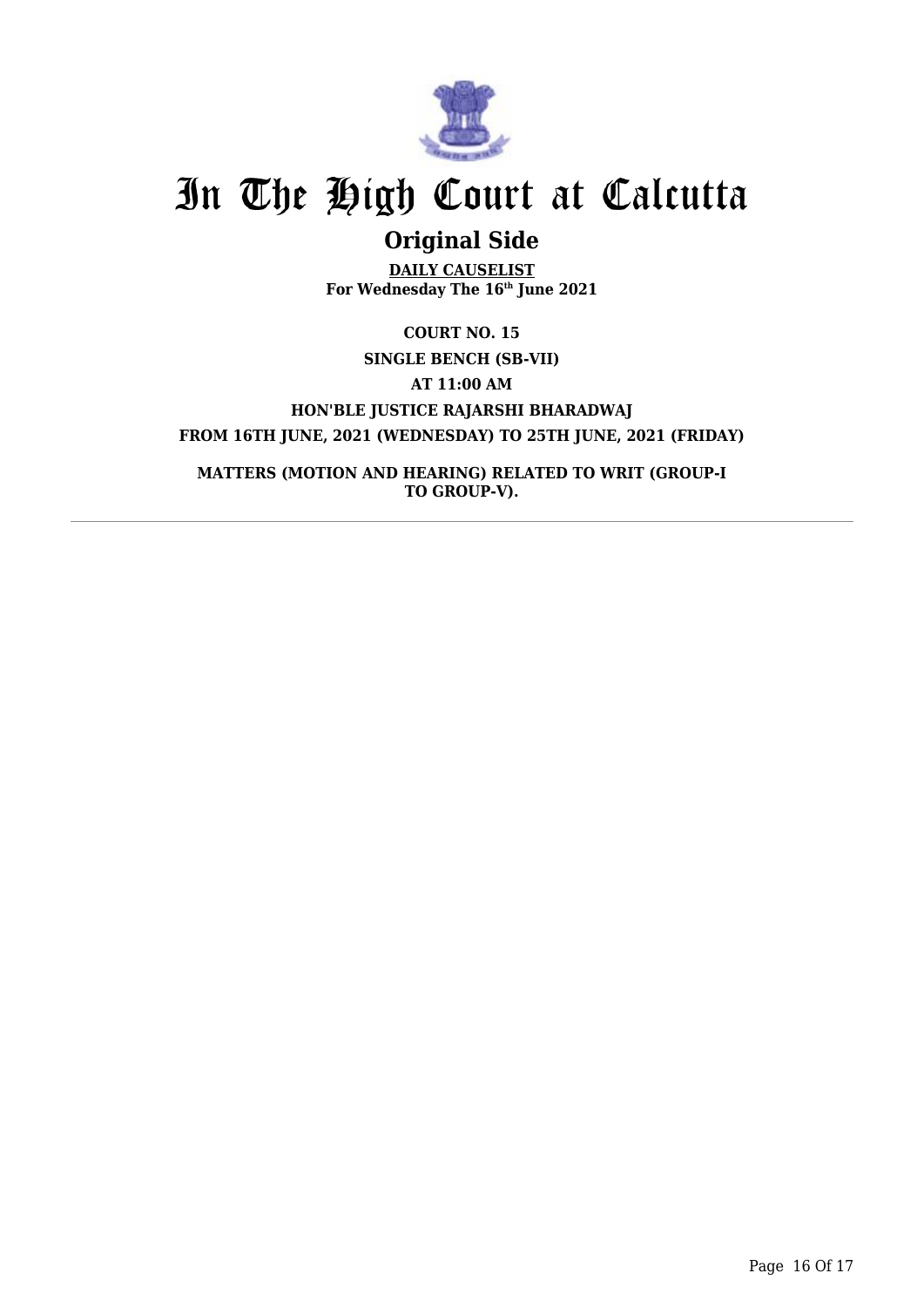# In The High Court at Calcutta

## Original Side

**DAILY CAUSELIST**

**For Wednesday The 16th June 2021**

**COURT NO. 15**

**SINGLE BENCH (SB-VII)**

**AT 11:00 AM**

**HON'BLE JUSTICE RAJARSHI BHARADWAJ**

**FROM 16TH JUNE, 2021 (WEDNESDAY) TO 25TH JUNE, 2021 (FRIDAY)**

**MATTERS (MOTION AND HEARING) RELATED TO WRIT (GROUP-I TO GROUP-V).**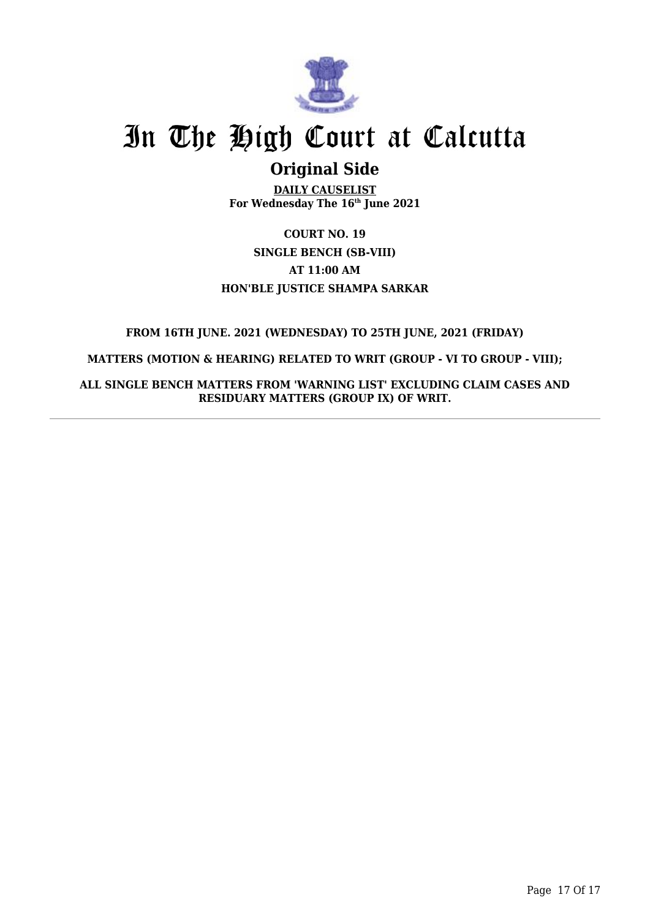# In The High Court at Calcutta

## Original Side

**DAILY CAUSELIST**
**For Wednesday The 16th June 2021**

**COURT NO. 19**
**SINGLE BENCH (SB-VIII)**
**AT 11:00 AM**
**HON'BLE JUSTICE SHAMPA SARKAR**

**FROM 16TH JUNE. 2021 (WEDNESDAY) TO 25TH JUNE, 2021 (FRIDAY)**

**MATTERS (MOTION & HEARING) RELATED TO WRIT (GROUP - VI TO GROUP - VIII);**

**ALL SINGLE BENCH MATTERS FROM 'WARNING LIST' EXCLUDING CLAIM CASES AND RESIDUARY MATTERS (GROUP IX) OF WRIT.**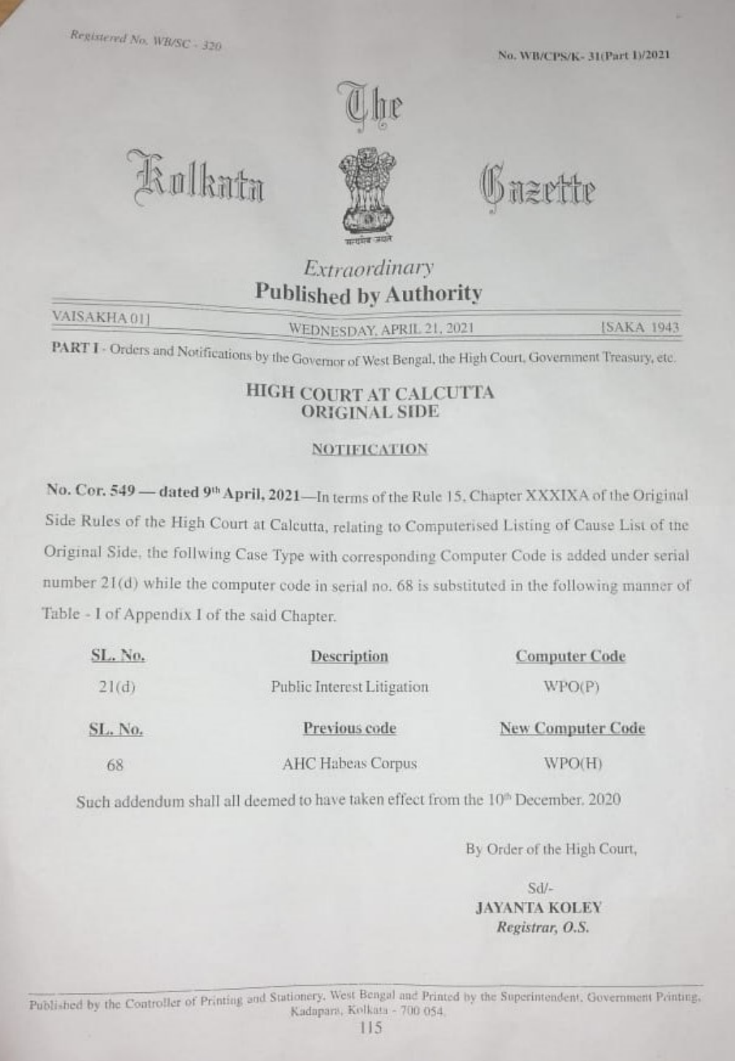Registered No. WB/SC - 320

No. WB/CPS/K- 31(Part I)/2021

# The Kolkata Gazette

*Extraordinary*

**Published by Authority**

VAISAKHA 01] WEDNESDAY, APRIL 21, 2021 [SAKA 1943

**PART I** - Orders and Notifications by the Governor of West Bengal, the High Court, Government Treasury, etc.

## HIGH COURT AT CALCUTTA
## ORIGINAL SIDE

### NOTIFICATION

**No. Cor. 549 — dated 9th April, 2021**—In terms of the Rule 15, Chapter XXXIXA of the Original Side Rules of the High Court at Calcutta, relating to Computerised Listing of Cause List of the Original Side, the follwing Case Type with corresponding Computer Code is added under serial number 21(d) while the computer code in serial no. 68 is substituted in the following manner of Table - I of Appendix I of the said Chapter.

| SL. No. | Description | Computer Code |
|---|---|---|
| 21(d) | Public Interest Litigation | WPO(P) |

| SL. No. | Previous code | New Computer Code |
|---|---|---|
| 68 | AHC Habeas Corpus | WPO(H) |

Such addendum shall all deemed to have taken effect from the 10th December, 2020

By Order of the High Court,

Sd/-
**JAYANTA KOLEY**
*Registrar, O.S.*

Published by the Controller of Printing and Stationery, West Bengal and Printed by the Superintendent, Government Printing, Kadapara, Kolkata - 700 054.